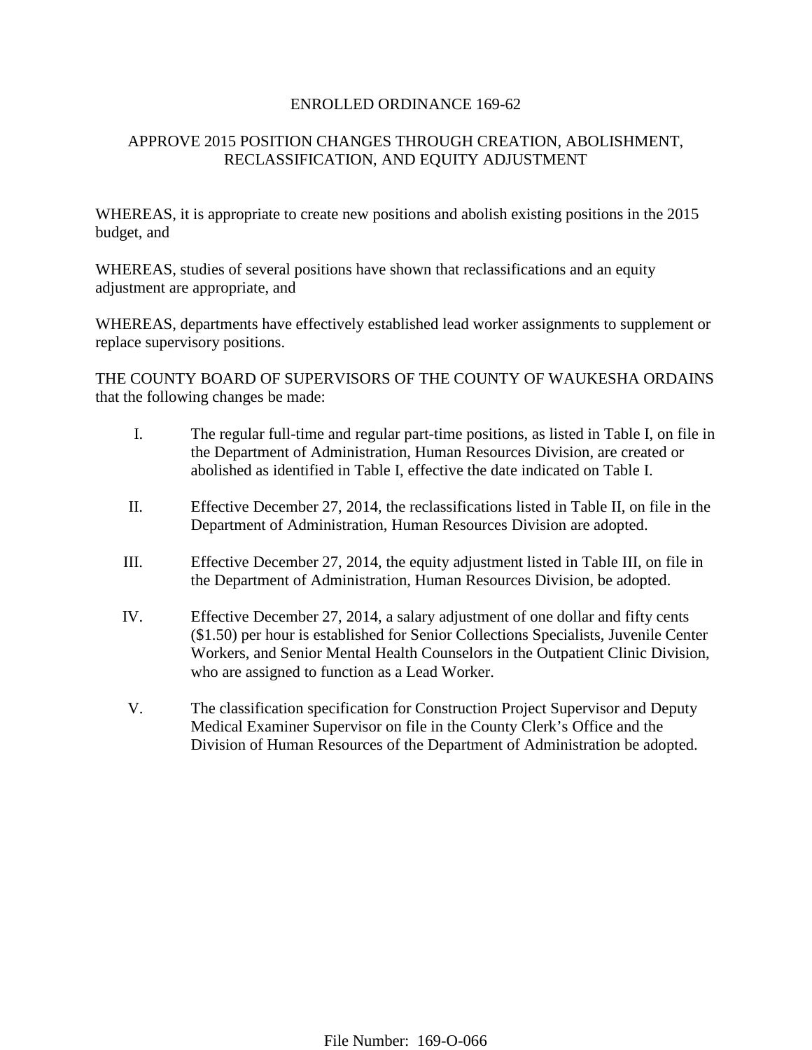# ENROLLED ORDINANCE 169-62

## APPROVE 2015 POSITION CHANGES THROUGH CREATION, ABOLISHMENT, RECLASSIFICATION, AND EQUITY ADJUSTMENT

WHEREAS, it is appropriate to create new positions and abolish existing positions in the 2015 budget, and

WHEREAS, studies of several positions have shown that reclassifications and an equity adjustment are appropriate, and

WHEREAS, departments have effectively established lead worker assignments to supplement or replace supervisory positions.

THE COUNTY BOARD OF SUPERVISORS OF THE COUNTY OF WAUKESHA ORDAINS that the following changes be made:

I. The regular full-time and regular part-time positions, as listed in Table I, on file in the Department of Administration, Human Resources Division, are created or abolished as identified in Table I, effective the date indicated on Table I.

II. Effective December 27, 2014, the reclassifications listed in Table II, on file in the Department of Administration, Human Resources Division are adopted.

III. Effective December 27, 2014, the equity adjustment listed in Table III, on file in the Department of Administration, Human Resources Division, be adopted.

IV. Effective December 27, 2014, a salary adjustment of one dollar and fifty cents ($1.50) per hour is established for Senior Collections Specialists, Juvenile Center Workers, and Senior Mental Health Counselors in the Outpatient Clinic Division, who are assigned to function as a Lead Worker.

V. The classification specification for Construction Project Supervisor and Deputy Medical Examiner Supervisor on file in the County Clerk's Office and the Division of Human Resources of the Department of Administration be adopted.

File Number: 169-O-066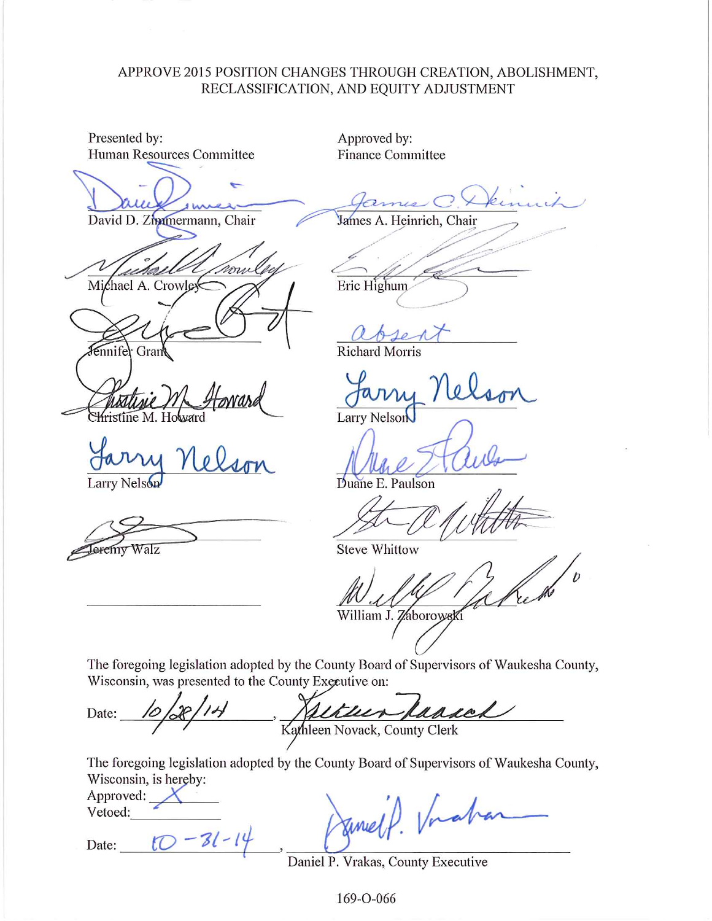APPROVE 2015 POSITION CHANGES THROUGH CREATION, ABOLISHMENT, RECLASSIFICATION, AND EQUITY ADJUSTMENT

| Presented by: Human Resources Committee | Approved by: Finance Committee |
| --- | --- |
| David D. Zimmermann, Chair | James A. Heinrich, Chair |
| Michael A. Crowley | Eric Highum |
| Jennifer Grant | absent — Richard Morris |
| Christine M. Howard | Larry Nelson |
| Larry Nelson | Duane E. Paulson |
| Jeremy Walz | Steve Whittow |
| | William J. Zaborowski |

The foregoing legislation adopted by the County Board of Supervisors of Waukesha County, Wisconsin, was presented to the County Executive on:

Date: 10/28/14, Kathleen Novack, County Clerk

The foregoing legislation adopted by the County Board of Supervisors of Waukesha County, Wisconsin, is hereby:

Approved: X

Vetoed: ______

Date: 10-31-14, Daniel P. Vrakas, County Executive

169-O-066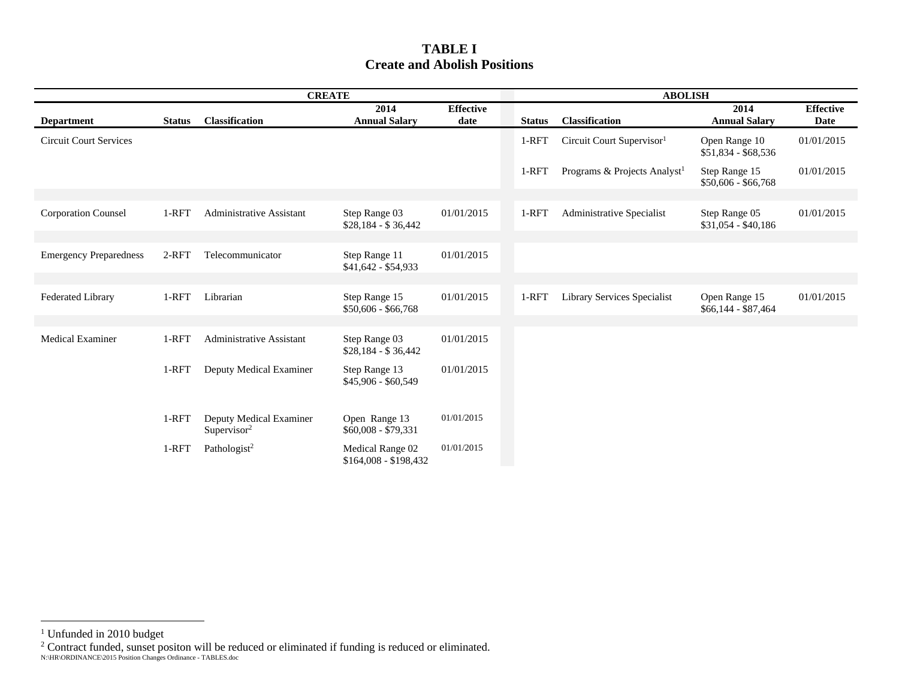# TABLE I
## Create and Abolish Positions

| | CREATE | | | | ABOLISH | | | |
|---|---|---|---|---|---|---|---|---|
| **Department** | **Status** | **Classification** | **2014 Annual Salary** | **Effective date** | **Status** | **Classification** | **2014 Annual Salary** | **Effective Date** |
| Circuit Court Services | | | | | 1-RFT | Circuit Court Supervisor[1] | Open Range 10 $51,834 - $68,536 | 01/01/2015 |
| | | | | | 1-RFT | Programs & Projects Analyst[1] | Step Range 15 $50,606 - $66,768 | 01/01/2015 |
| Corporation Counsel | 1-RFT | Administrative Assistant | Step Range 03 $28,184 - $ 36,442 | 01/01/2015 | 1-RFT | Administrative Specialist | Step Range 05 $31,054 - $40,186 | 01/01/2015 |
| Emergency Preparedness | 2-RFT | Telecommunicator | Step Range 11 $41,642 - $54,933 | 01/01/2015 | | | | |
| Federated Library | 1-RFT | Librarian | Step Range 15 $50,606 - $66,768 | 01/01/2015 | 1-RFT | Library Services Specialist | Open Range 15 $66,144 - $87,464 | 01/01/2015 |
| Medical Examiner | 1-RFT | Administrative Assistant | Step Range 03 $28,184 - $ 36,442 | 01/01/2015 | | | | |
| | 1-RFT | Deputy Medical Examiner | Step Range 13 $45,906 - $60,549 | 01/01/2015 | | | | |
| | 1-RFT | Deputy Medical Examiner Supervisor[2] | Open Range 13 $60,008 - $79,331 | 01/01/2015 | | | | |
| | 1-RFT | Pathologist[2] | Medical Range 02 $164,008 - $198,432 | 01/01/2015 | | | | |

[1] Unfunded in 2010 budget

[2] Contract funded, sunset positon will be reduced or eliminated if funding is reduced or eliminated.

N:\HR\ORDINANCE\2015 Position Changes Ordinance - TABLES.doc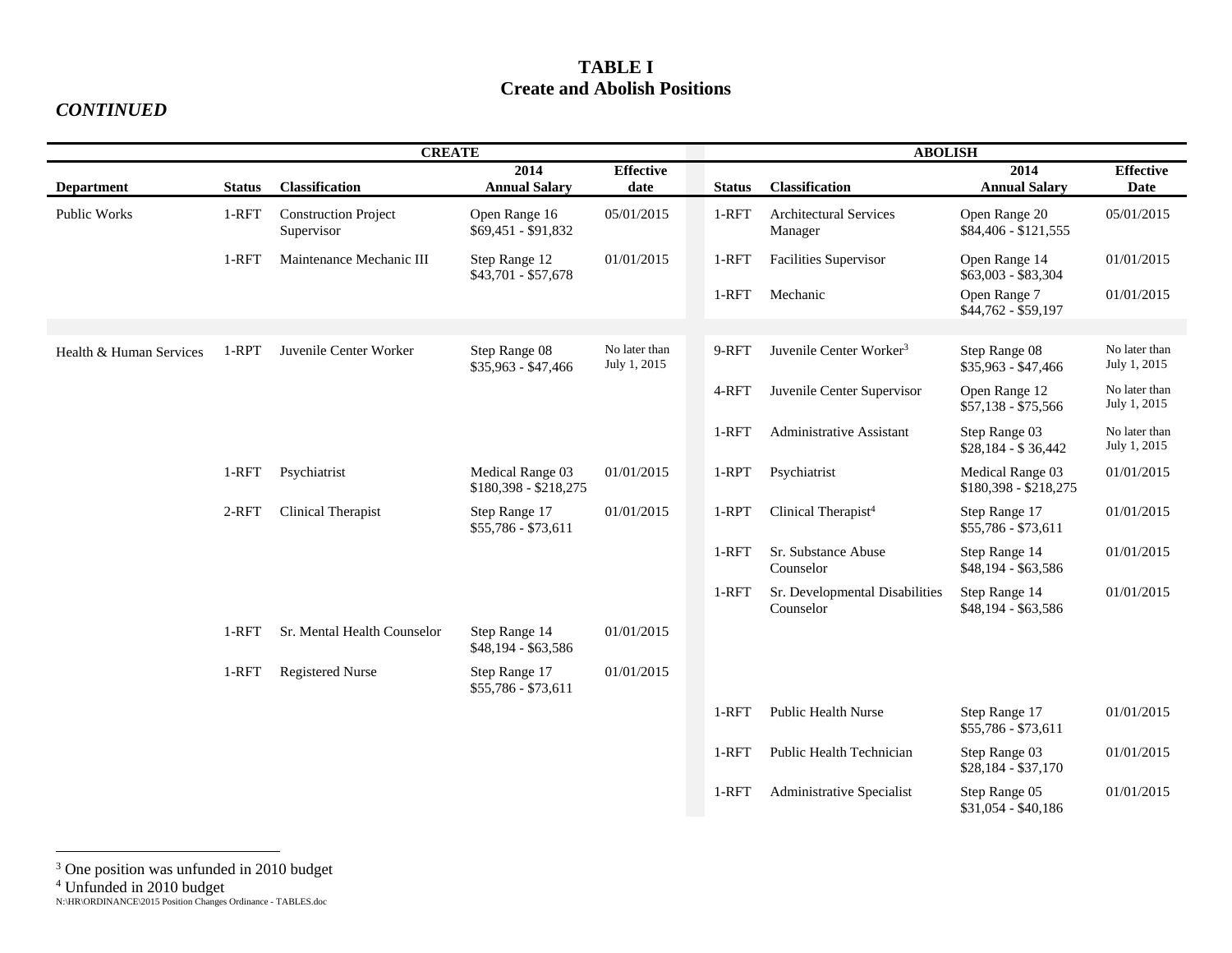# TABLE I
## Create and Abolish Positions

***CONTINUED***

| | CREATE | | | | ABOLISH | | | |
|---|---|---|---|---|---|---|---|---|
| **Department** | **Status** | **Classification** | **2014 Annual Salary** | **Effective date** | **Status** | **Classification** | **2014 Annual Salary** | **Effective Date** |
| Public Works | 1-RFT | Construction Project Supervisor | Open Range 16 $69,451 - $91,832 | 05/01/2015 | 1-RFT | Architectural Services Manager | Open Range 20 $84,406 - $121,555 | 05/01/2015 |
| | 1-RFT | Maintenance Mechanic III | Step Range 12 $43,701 - $57,678 | 01/01/2015 | 1-RFT | Facilities Supervisor | Open Range 14 $63,003 - $83,304 | 01/01/2015 |
| | | | | | 1-RFT | Mechanic | Open Range 7 $44,762 - $59,197 | 01/01/2015 |
| Health & Human Services | 1-RPT | Juvenile Center Worker | Step Range 08 $35,963 - $47,466 | No later than July 1, 2015 | 9-RFT | Juvenile Center Worker[3] | Step Range 08 $35,963 - $47,466 | No later than July 1, 2015 |
| | | | | | 4-RFT | Juvenile Center Supervisor | Open Range 12 $57,138 - $75,566 | No later than July 1, 2015 |
| | | | | | 1-RFT | Administrative Assistant | Step Range 03 $28,184 - $ 36,442 | No later than July 1, 2015 |
| | 1-RFT | Psychiatrist | Medical Range 03 $180,398 - $218,275 | 01/01/2015 | 1-RPT | Psychiatrist | Medical Range 03 $180,398 - $218,275 | 01/01/2015 |
| | 2-RFT | Clinical Therapist | Step Range 17 $55,786 - $73,611 | 01/01/2015 | 1-RPT | Clinical Therapist[4] | Step Range 17 $55,786 - $73,611 | 01/01/2015 |
| | | | | | 1-RFT | Sr. Substance Abuse Counselor | Step Range 14 $48,194 - $63,586 | 01/01/2015 |
| | | | | | 1-RFT | Sr. Developmental Disabilities Counselor | Step Range 14 $48,194 - $63,586 | 01/01/2015 |
| | 1-RFT | Sr. Mental Health Counselor | Step Range 14 $48,194 - $63,586 | 01/01/2015 | | | | |
| | 1-RFT | Registered Nurse | Step Range 17 $55,786 - $73,611 | 01/01/2015 | | | | |
| | | | | | 1-RFT | Public Health Nurse | Step Range 17 $55,786 - $73,611 | 01/01/2015 |
| | | | | | 1-RFT | Public Health Technician | Step Range 03 $28,184 - $37,170 | 01/01/2015 |
| | | | | | 1-RFT | Administrative Specialist | Step Range 05 $31,054 - $40,186 | 01/01/2015 |

[3] One position was unfunded in 2010 budget

[4] Unfunded in 2010 budget

N:\HR\ORDINANCE\2015 Position Changes Ordinance - TABLES.doc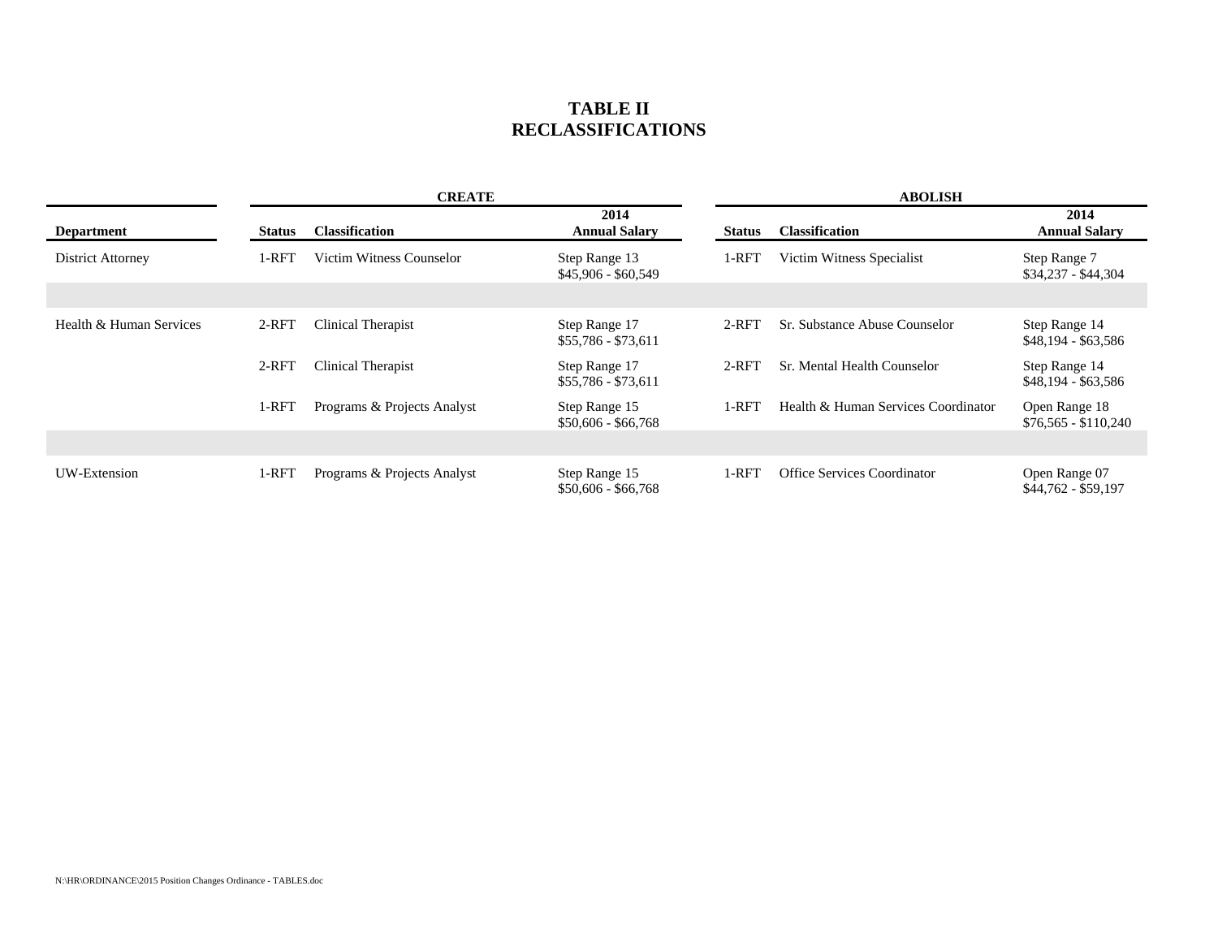# TABLE II
# RECLASSIFICATIONS

| Department | CREATE | | | ABOLISH | | |
|---|---|---|---|---|---|---|
| | Status | Classification | 2014 Annual Salary | Status | Classification | 2014 Annual Salary |
| District Attorney | 1-RFT | Victim Witness Counselor | Step Range 13 $45,906 - $60,549 | 1-RFT | Victim Witness Specialist | Step Range 7 $34,237 - $44,304 |
| Health & Human Services | 2-RFT | Clinical Therapist | Step Range 17 $55,786 - $73,611 | 2-RFT | Sr. Substance Abuse Counselor | Step Range 14 $48,194 - $63,586 |
| | 2-RFT | Clinical Therapist | Step Range 17 $55,786 - $73,611 | 2-RFT | Sr. Mental Health Counselor | Step Range 14 $48,194 - $63,586 |
| | 1-RFT | Programs & Projects Analyst | Step Range 15 $50,606 - $66,768 | 1-RFT | Health & Human Services Coordinator | Open Range 18 $76,565 - $110,240 |
| UW-Extension | 1-RFT | Programs & Projects Analyst | Step Range 15 $50,606 - $66,768 | 1-RFT | Office Services Coordinator | Open Range 07 $44,762 - $59,197 |

N:\HR\ORDINANCE\2015 Position Changes Ordinance - TABLES.doc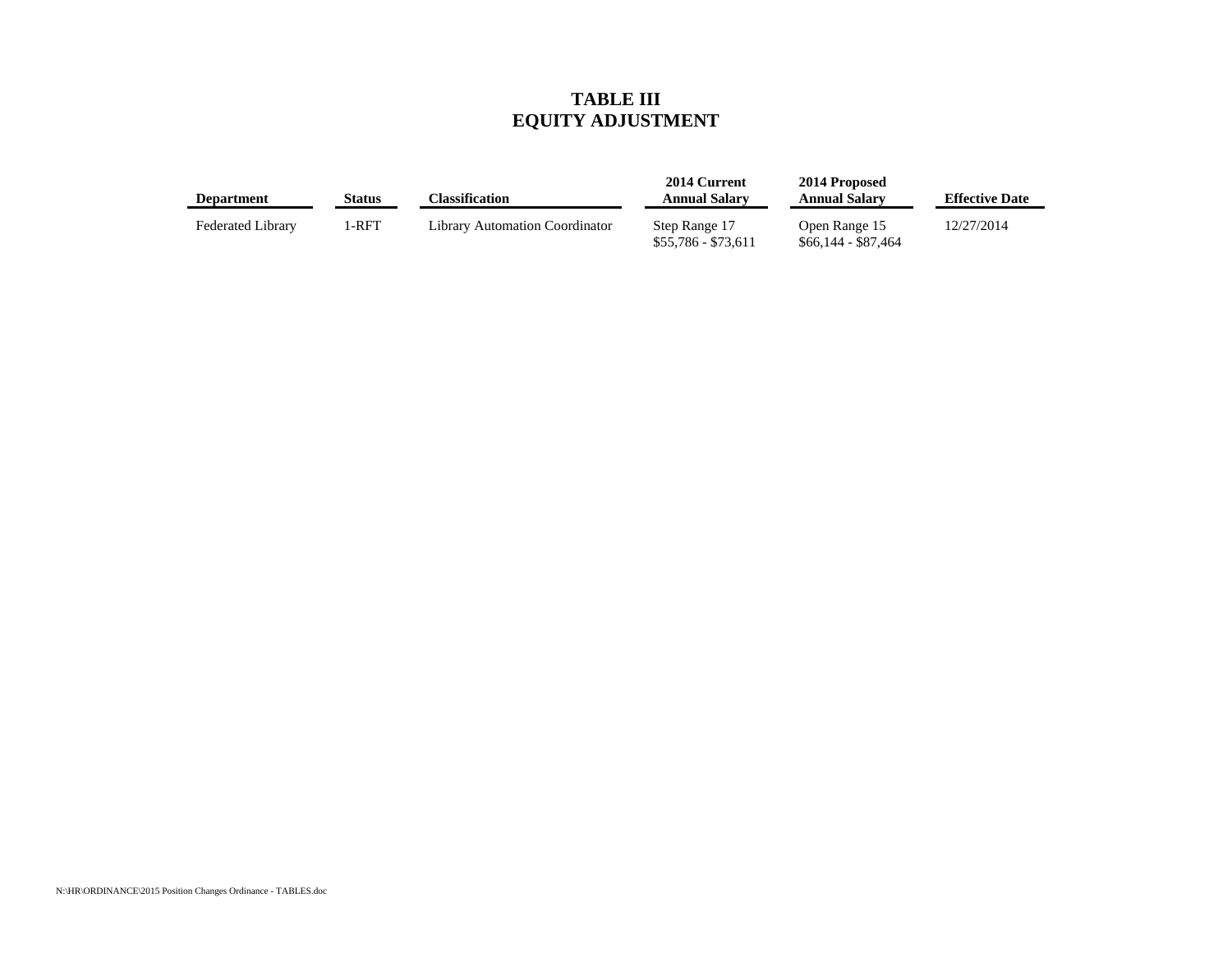# TABLE III
# EQUITY ADJUSTMENT

| Department | Status | Classification | 2014 Current Annual Salary | 2014 Proposed Annual Salary | Effective Date |
|---|---|---|---|---|---|
| Federated Library | 1-RFT | Library Automation Coordinator | Step Range 17<br>$55,786 - $73,611 | Open Range 15<br>$66,144 - $87,464 | 12/27/2014 |

N:\HR\ORDINANCE\2015 Position Changes Ordinance - TABLES.doc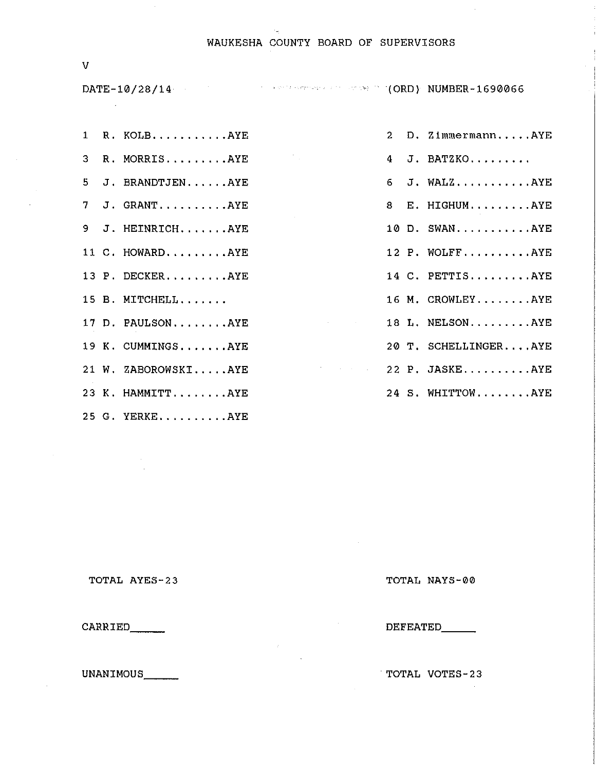# WAUKESHA COUNTY BOARD OF SUPERVISORS

V

DATE-10/28/14 (ORD) NUMBER-1690066

| | |
|---|---|
| 1 R. KOLB..........AYE | 2 D. Zimmermann.....AYE |
| 3 R. MORRIS.........AYE | 4 J. BATZKO......... |
| 5 J. BRANDTJEN......AYE | 6 J. WALZ...........AYE |
| 7 J. GRANT..........AYE | 8 E. HIGHUM.........AYE |
| 9 J. HEINRICH.......AYE | 10 D. SWAN...........AYE |
| 11 C. HOWARD.........AYE | 12 P. WOLFF..........AYE |
| 13 P. DECKER.........AYE | 14 C. PETTIS.........AYE |
| 15 B. MITCHELL....... | 16 M. CROWLEY........AYE |
| 17 D. PAULSON........AYE | 18 L. NELSON.........AYE |
| 19 K. CUMMINGS.......AYE | 20 T. SCHELLINGER....AYE |
| 21 W. ZABOROWSKI.....AYE | 22 P. JASKE..........AYE |
| 23 K. HAMMITT........AYE | 24 S. WHITTOW........AYE |
| 25 G. YERKE..........AYE | |

TOTAL AYES-23 TOTAL NAYS-00

CARRIED_____ DEFEATED_____

UNANIMOUS_____ TOTAL VOTES-23